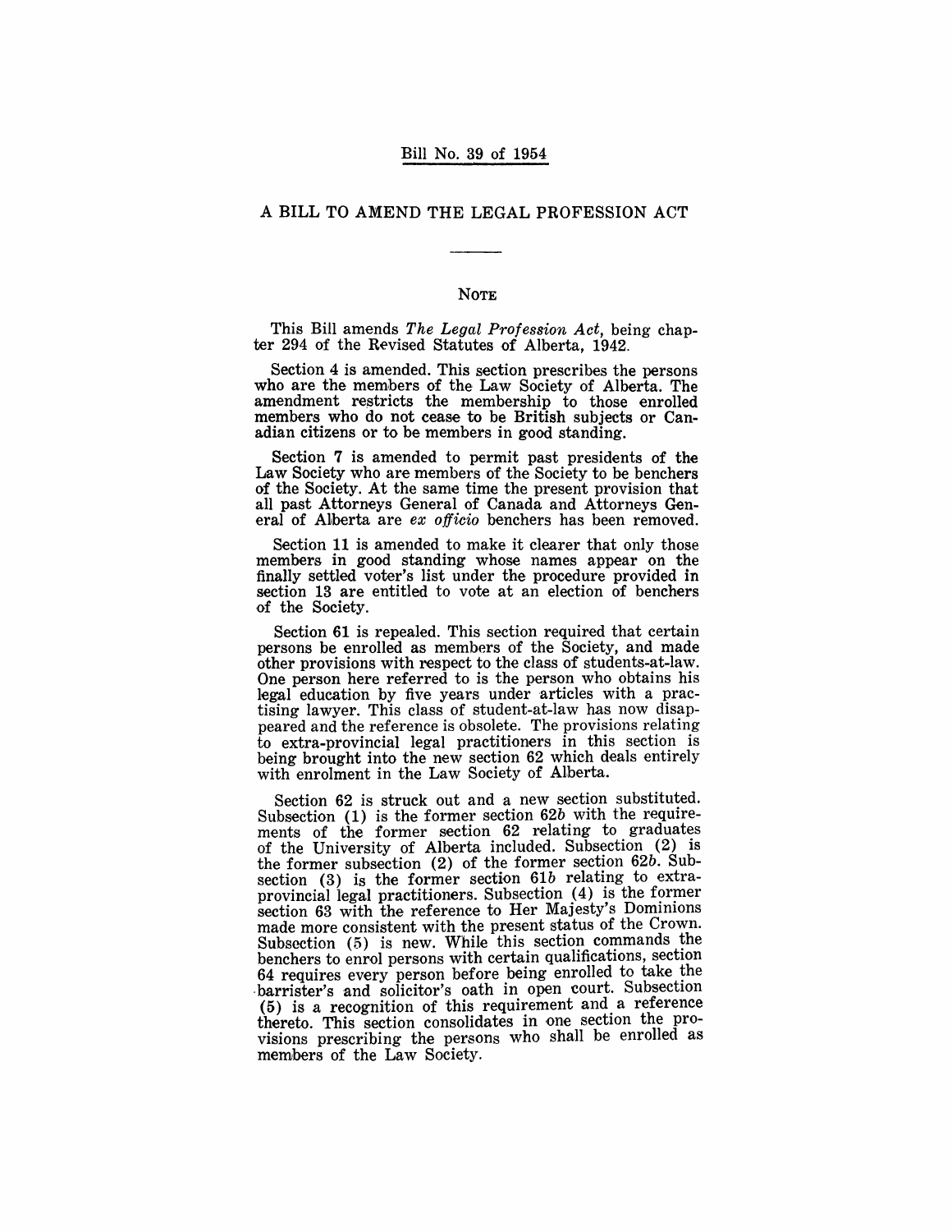Bill No. 39 of 1954

# A BILL TO AMEND THE LEGAL PROFESSION ACT

## NOTE

This Bill amends *The Legal Profession Act*, being chapter 294 of the Revised Statutes of Alberta, 1942.

Section 4 is amended. This section prescribes the persons who are the members of the Law Society of Alberta. The amendment restricts the membership to those enrolled members who do not cease to be British subjects or Canadian citizens or to be members in good standing.

Section 7 is amended to permit past presidents of the Law Society who are members of the Society to be benchers of the Society. At the same time the present provision that all past Attorneys General of Canada and Attorneys General of Alberta are *ex officio* benchers has been removed.

Section 11 is amended to make it clearer that only those members in good standing whose names appear on the finally settled voter's list under the procedure provided in section 13 are entitled to vote at an election of benchers of the Society.

Section 61 is repealed. This section required that certain persons be enrolled as members of the Society, and made other provisions with respect to the class of students-at-law. One person here referred to is the person who obtains his legal education by five years under articles with a practising lawyer. This class of student-at-law has now disappeared and the reference is obsolete. The provisions relating to extra-provincial legal practitioners in this section is being brought into the new section 62 which deals entirely with enrolment in the Law Society of Alberta.

Section 62 is struck out and a new section substituted. Subsection (1) is the former section 62*b* with the requirements of the former section 62 relating to graduates of the University of Alberta included. Subsection (2) is the former subsection (2) of the former section 62*b*. Subsection (3) is the former section 61*b* relating to extra-provincial legal practitioners. Subsection (4) is the former section 63 with the reference to Her Majesty's Dominions made more consistent with the present status of the Crown. Subsection (5) is new. While this section commands the benchers to enrol persons with certain qualifications, section 64 requires every person before being enrolled to take the barrister's and solicitor's oath in open court. Subsection (5) is a recognition of this requirement and a reference thereto. This section consolidates in one section the provisions prescribing the persons who shall be enrolled as members of the Law Society.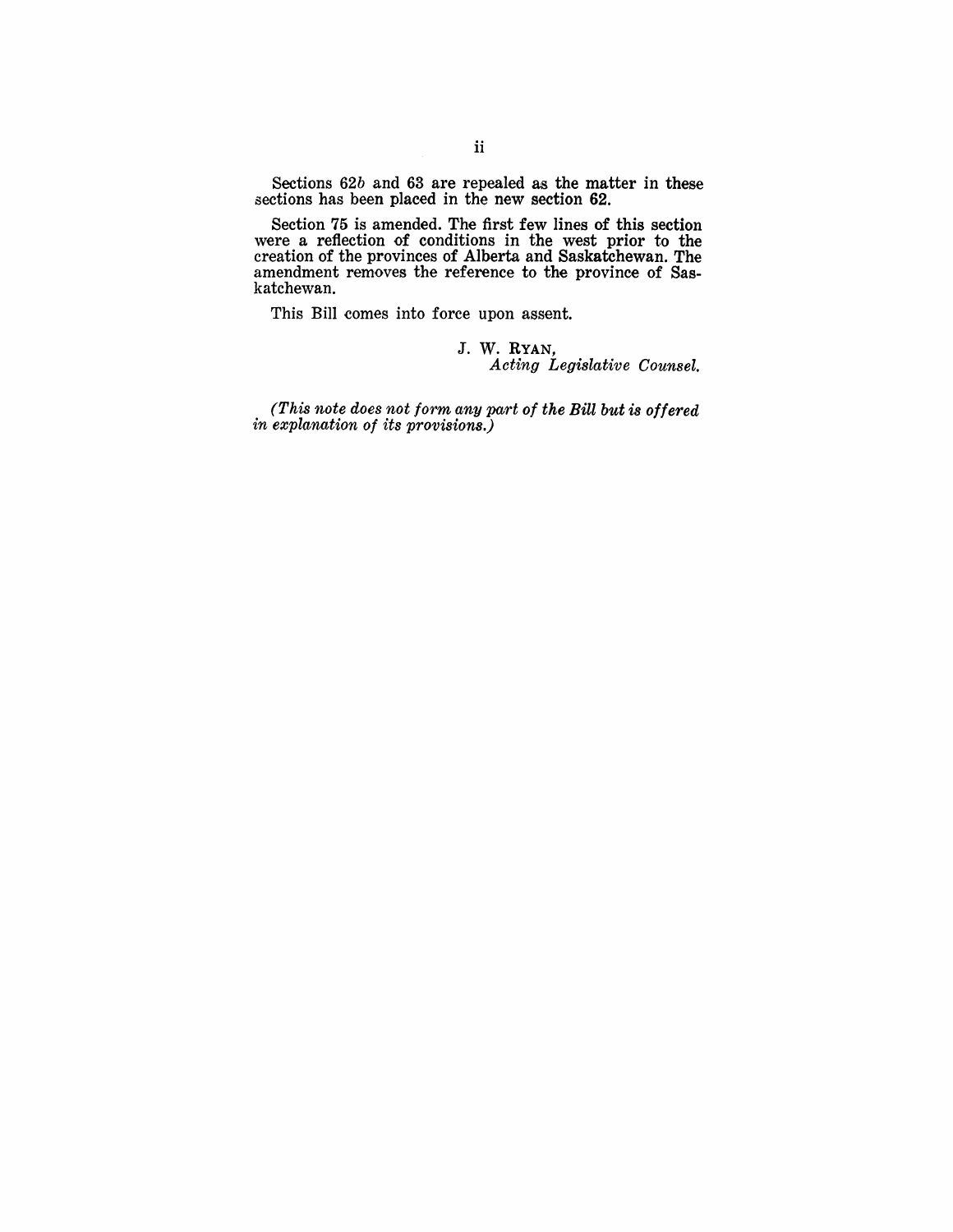Sections 62*b* and 63 are repealed as the matter in these sections has been placed in the new section 62.

Section 75 is amended. The first few lines of this section were a reflection of conditions in the west prior to the creation of the provinces of Alberta and Saskatchewan. The amendment removes the reference to the province of Saskatchewan.

This Bill comes into force upon assent.

J. W. RYAN,
*Acting Legislative Counsel.*

*(This note does not form any part of the Bill but is offered in explanation of its provisions.)*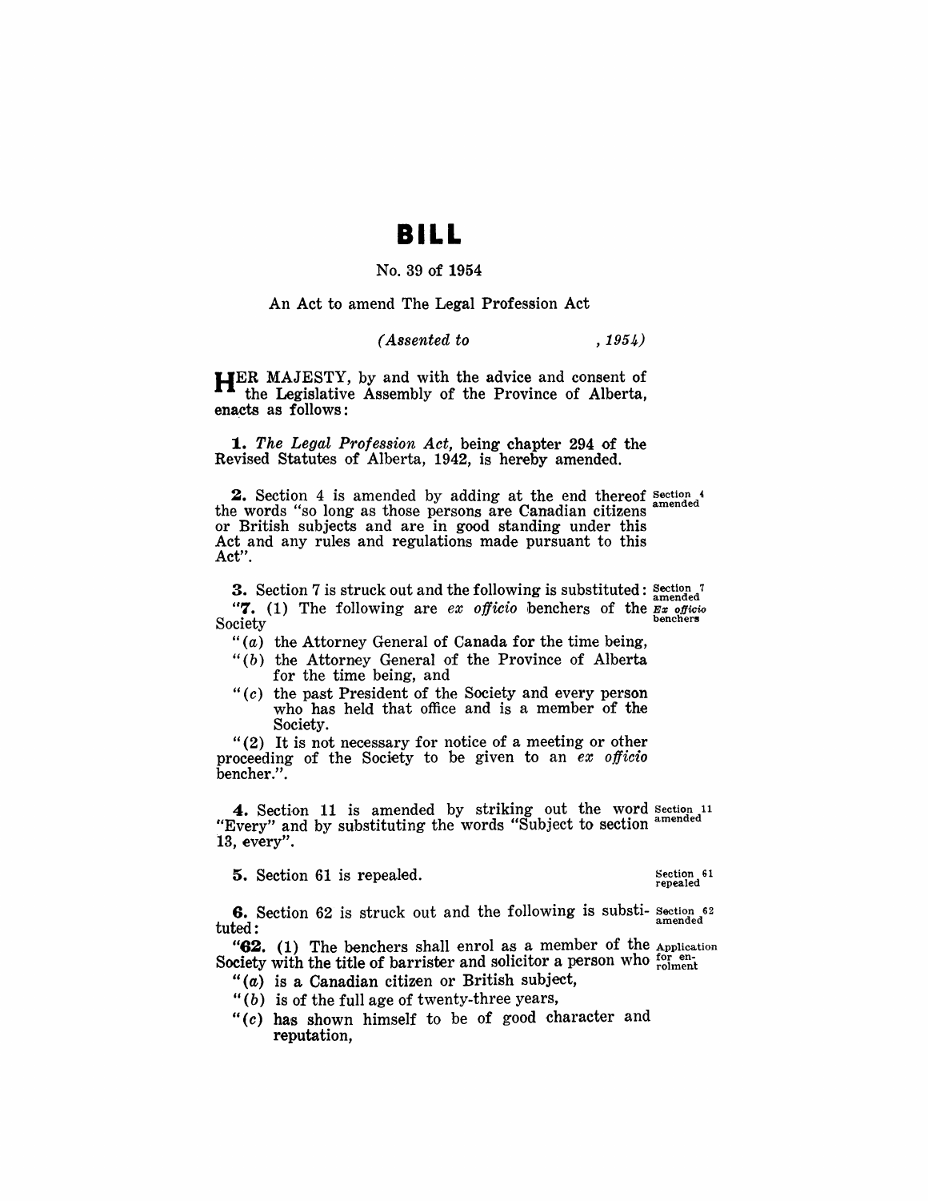# BILL

No. 39 of 1954

An Act to amend The Legal Profession Act

*(Assented to , 1954)*

HER MAJESTY, by and with the advice and consent of the Legislative Assembly of the Province of Alberta, enacts as follows:

**1.** *The Legal Profession Act,* being chapter 294 of the Revised Statutes of Alberta, 1942, is hereby amended.

**2.** Section 4 is amended by adding at the end thereof the words "so long as those persons are Canadian citizens or British subjects and are in good standing under this Act and any rules and regulations made pursuant to this Act". Section 4 amended

**3.** Section 7 is struck out and the following is substituted: Section 7 amended

"**7.** (1) The following are *ex officio* benchers of the Society *Ex officio* benchers

"(*a*) the Attorney General of Canada for the time being,

"(*b*) the Attorney General of the Province of Alberta for the time being, and

"(*c*) the past President of the Society and every person who has held that office and is a member of the Society.

"(2) It is not necessary for notice of a meeting or other proceeding of the Society to be given to an *ex officio* bencher.".

**4.** Section 11 is amended by striking out the word "Every" and by substituting the words "Subject to section 13, every". Section 11 amended

**5.** Section 61 is repealed. Section 61 repealed

**6.** Section 62 is struck out and the following is substituted: Section 62 amended

"**62.** (1) The benchers shall enrol as a member of the Society with the title of barrister and solicitor a person who Application for enrolment

"(*a*) is a Canadian citizen or British subject,

"(*b*) is of the full age of twenty-three years,

"(*c*) has shown himself to be of good character and reputation,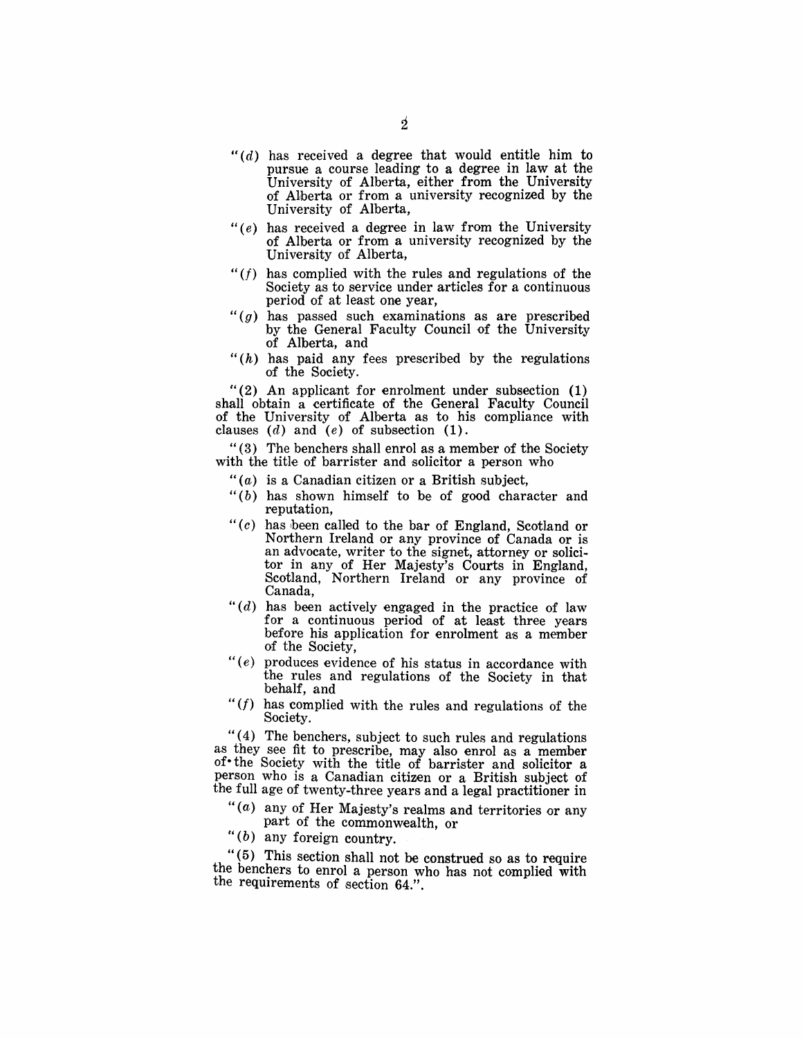"(*d*) has received a degree that would entitle him to pursue a course leading to a degree in law at the University of Alberta, either from the University of Alberta or from a university recognized by the University of Alberta,

"(*e*) has received a degree in law from the University of Alberta or from a university recognized by the University of Alberta,

"(*f*) has complied with the rules and regulations of the Society as to service under articles for a continuous period of at least one year,

"(*g*) has passed such examinations as are prescribed by the General Faculty Council of the University of Alberta, and

"(*h*) has paid any fees prescribed by the regulations of the Society.

"(2) An applicant for enrolment under subsection (1) shall obtain a certificate of the General Faculty Council of the University of Alberta as to his compliance with clauses (*d*) and (*e*) of subsection (1).

"(3) The benchers shall enrol as a member of the Society with the title of barrister and solicitor a person who

"(*a*) is a Canadian citizen or a British subject,

"(*b*) has shown himself to be of good character and reputation,

"(*c*) has been called to the bar of England, Scotland or Northern Ireland or any province of Canada or is an advocate, writer to the signet, attorney or solicitor in any of Her Majesty's Courts in England, Scotland, Northern Ireland or any province of Canada,

"(*d*) has been actively engaged in the practice of law for a continuous period of at least three years before his application for enrolment as a member of the Society,

"(*e*) produces evidence of his status in accordance with the rules and regulations of the Society in that behalf, and

"(*f*) has complied with the rules and regulations of the Society.

"(4) The benchers, subject to such rules and regulations as they see fit to prescribe, may also enrol as a member of the Society with the title of barrister and solicitor a person who is a Canadian citizen or a British subject of the full age of twenty-three years and a legal practitioner in

"(*a*) any of Her Majesty's realms and territories or any part of the commonwealth, or

"(*b*) any foreign country.

"(5) This section shall not be construed so as to require the benchers to enrol a person who has not complied with the requirements of section 64.".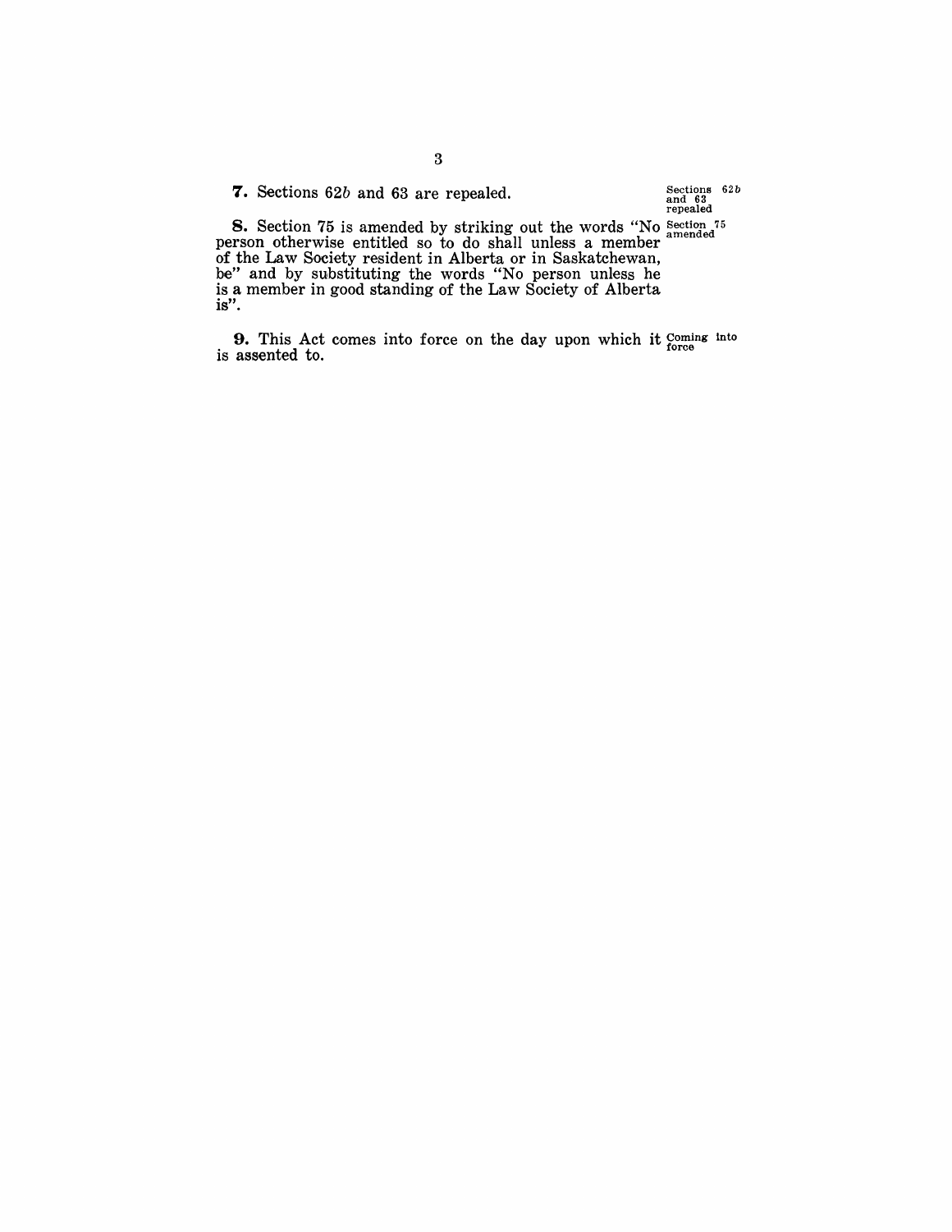**7.** Sections 62*b* and 63 are repealed. Sections 62*b* and 63 repealed

**8.** Section 75 is amended by striking out the words "No person otherwise entitled so to do shall unless a member of the Law Society resident in Alberta or in Saskatchewan, be" and by substituting the words "No person unless he is a member in good standing of the Law Society of Alberta is". Section 75 amended

**9.** This Act comes into force on the day upon which it is assented to. Coming into force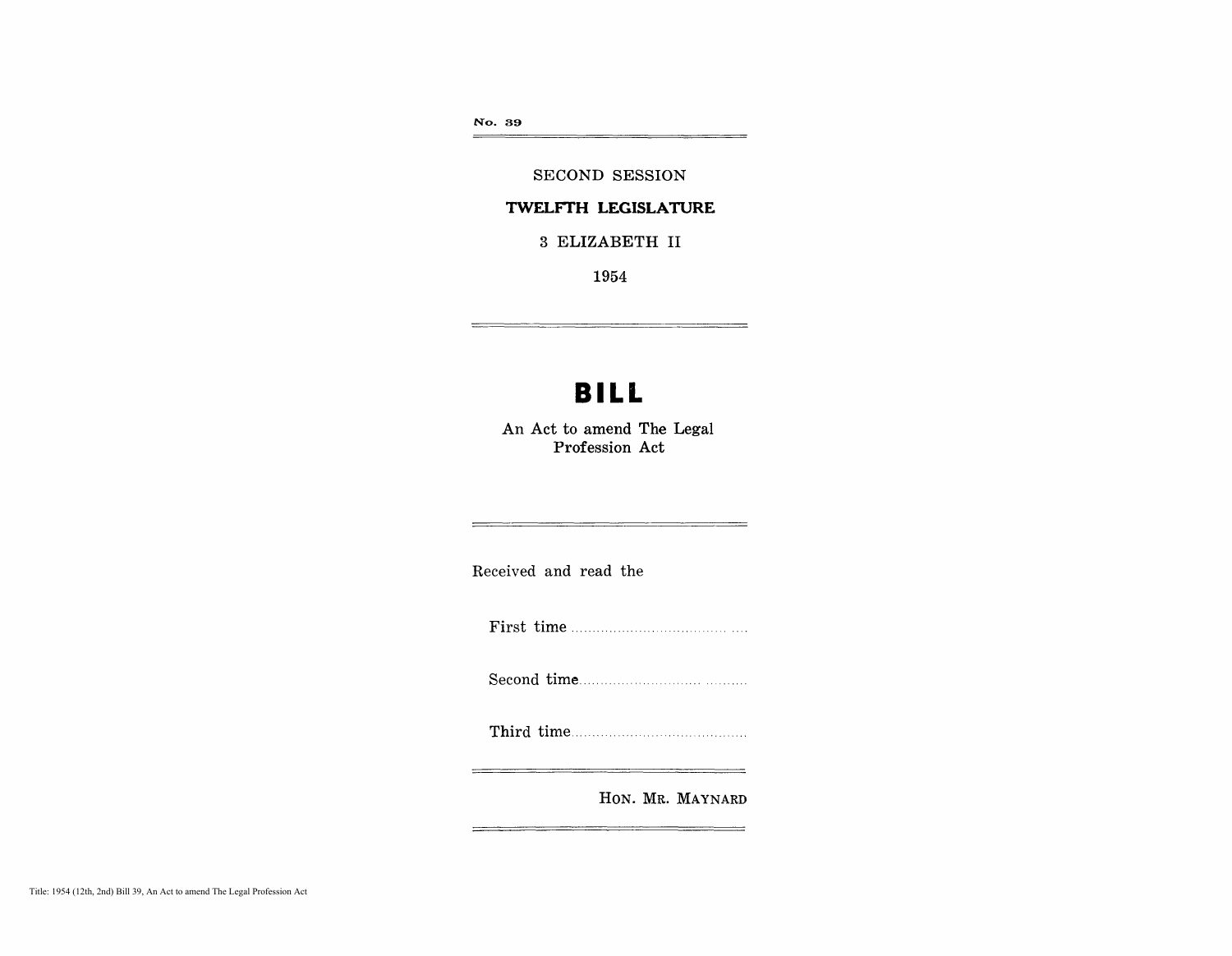No. 39

SECOND SESSION

**TWELFTH LEGISLATURE**

3 ELIZABETH II

1954

# BILL

An Act to amend The Legal Profession Act

Received and read the

First time ........................................

Second time ........................................

Third time ........................................

HON. MR. MAYNARD

Title: 1954 (12th, 2nd) Bill 39, An Act to amend The Legal Profession Act